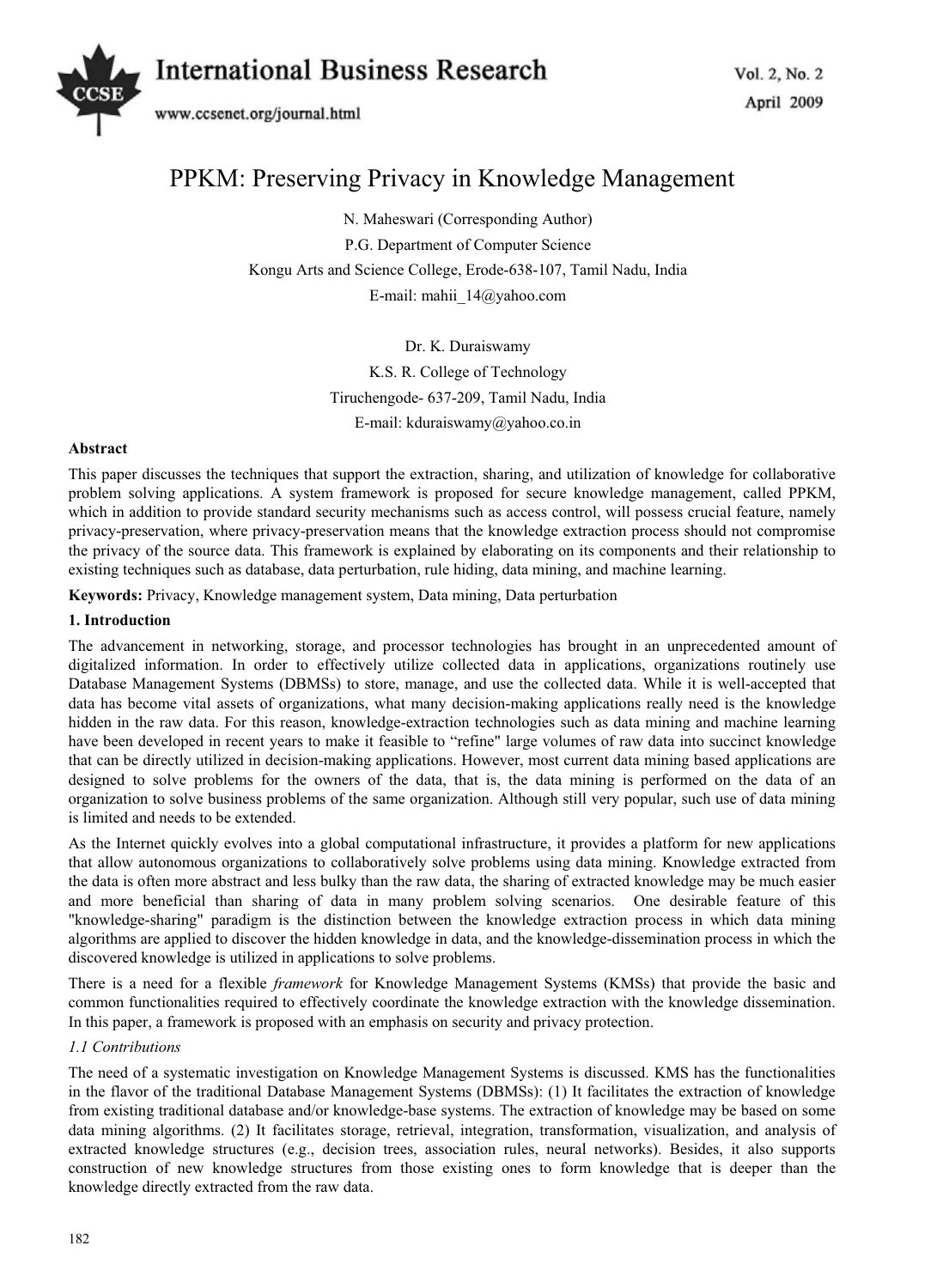# PPKM: Preserving Privacy in Knowledge Management

N. Maheswari (Corresponding Author)

P.G. Department of Computer Science

Kongu Arts and Science College, Erode-638-107, Tamil Nadu, India

E-mail: mahii_14@yahoo.com

Dr. K. Duraiswamy

K.S. R. College of Technology

Tiruchengode- 637-209, Tamil Nadu, India

E-mail: kduraiswamy@yahoo.co.in

**Abstract**

This paper discusses the techniques that support the extraction, sharing, and utilization of knowledge for collaborative problem solving applications. A system framework is proposed for secure knowledge management, called PPKM, which in addition to provide standard security mechanisms such as access control, will possess crucial feature, namely privacy-preservation, where privacy-preservation means that the knowledge extraction process should not compromise the privacy of the source data. This framework is explained by elaborating on its components and their relationship to existing techniques such as database, data perturbation, rule hiding, data mining, and machine learning.

**Keywords:** Privacy, Knowledge management system, Data mining, Data perturbation

## 1. Introduction

The advancement in networking, storage, and processor technologies has brought in an unprecedented amount of digitalized information. In order to effectively utilize collected data in applications, organizations routinely use Database Management Systems (DBMSs) to store, manage, and use the collected data. While it is well-accepted that data has become vital assets of organizations, what many decision-making applications really need is the knowledge hidden in the raw data. For this reason, knowledge-extraction technologies such as data mining and machine learning have been developed in recent years to make it feasible to "refine" large volumes of raw data into succinct knowledge that can be directly utilized in decision-making applications. However, most current data mining based applications are designed to solve problems for the owners of the data, that is, the data mining is performed on the data of an organization to solve business problems of the same organization. Although still very popular, such use of data mining is limited and needs to be extended.

As the Internet quickly evolves into a global computational infrastructure, it provides a platform for new applications that allow autonomous organizations to collaboratively solve problems using data mining. Knowledge extracted from the data is often more abstract and less bulky than the raw data, the sharing of extracted knowledge may be much easier and more beneficial than sharing of data in many problem solving scenarios. One desirable feature of this "knowledge-sharing" paradigm is the distinction between the knowledge extraction process in which data mining algorithms are applied to discover the hidden knowledge in data, and the knowledge-dissemination process in which the discovered knowledge is utilized in applications to solve problems.

There is a need for a flexible *framework* for Knowledge Management Systems (KMSs) that provide the basic and common functionalities required to effectively coordinate the knowledge extraction with the knowledge dissemination. In this paper, a framework is proposed with an emphasis on security and privacy protection.

### *1.1 Contributions*

The need of a systematic investigation on Knowledge Management Systems is discussed. KMS has the functionalities in the flavor of the traditional Database Management Systems (DBMSs): (1) It facilitates the extraction of knowledge from existing traditional database and/or knowledge-base systems. The extraction of knowledge may be based on some data mining algorithms. (2) It facilitates storage, retrieval, integration, transformation, visualization, and analysis of extracted knowledge structures (e.g., decision trees, association rules, neural networks). Besides, it also supports construction of new knowledge structures from those existing ones to form knowledge that is deeper than the knowledge directly extracted from the raw data.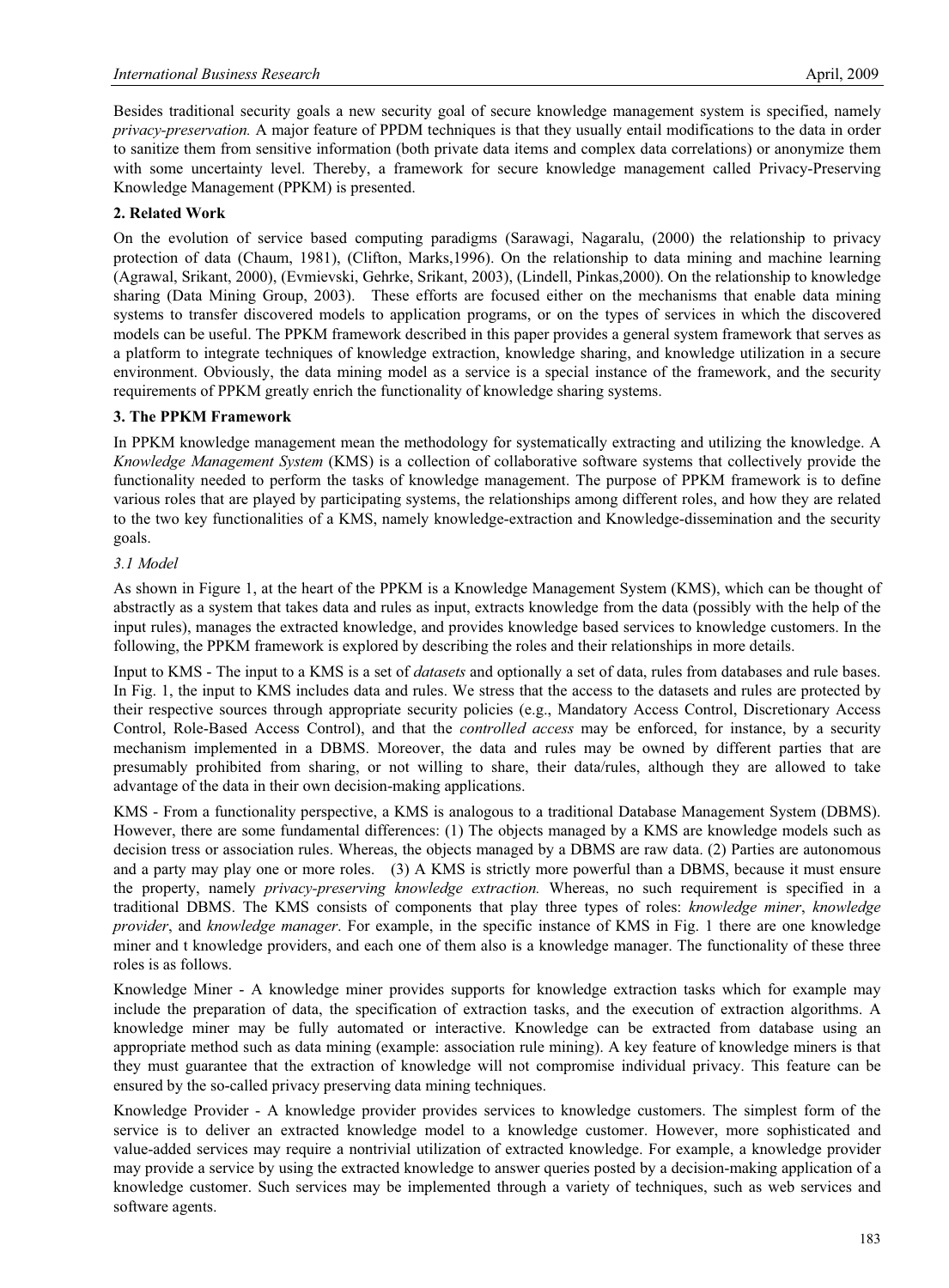Besides traditional security goals a new security goal of secure knowledge management system is specified, namely *privacy-preservation.* A major feature of PPDM techniques is that they usually entail modifications to the data in order to sanitize them from sensitive information (both private data items and complex data correlations) or anonymize them with some uncertainty level. Thereby, a framework for secure knowledge management called Privacy-Preserving Knowledge Management (PPKM) is presented.

## 2. Related Work

On the evolution of service based computing paradigms (Sarawagi, Nagaralu, (2000) the relationship to privacy protection of data (Chaum, 1981), (Clifton, Marks,1996). On the relationship to data mining and machine learning (Agrawal, Srikant, 2000), (Evmievski, Gehrke, Srikant, 2003), (Lindell, Pinkas,2000). On the relationship to knowledge sharing (Data Mining Group, 2003). These efforts are focused either on the mechanisms that enable data mining systems to transfer discovered models to application programs, or on the types of services in which the discovered models can be useful. The PPKM framework described in this paper provides a general system framework that serves as a platform to integrate techniques of knowledge extraction, knowledge sharing, and knowledge utilization in a secure environment. Obviously, the data mining model as a service is a special instance of the framework, and the security requirements of PPKM greatly enrich the functionality of knowledge sharing systems.

## 3. The PPKM Framework

In PPKM knowledge management mean the methodology for systematically extracting and utilizing the knowledge. A *Knowledge Management System* (KMS) is a collection of collaborative software systems that collectively provide the functionality needed to perform the tasks of knowledge management. The purpose of PPKM framework is to define various roles that are played by participating systems, the relationships among different roles, and how they are related to the two key functionalities of a KMS, namely knowledge-extraction and Knowledge-dissemination and the security goals.

### *3.1 Model*

As shown in Figure 1, at the heart of the PPKM is a Knowledge Management System (KMS), which can be thought of abstractly as a system that takes data and rules as input, extracts knowledge from the data (possibly with the help of the input rules), manages the extracted knowledge, and provides knowledge based services to knowledge customers. In the following, the PPKM framework is explored by describing the roles and their relationships in more details.

Input to KMS - The input to a KMS is a set of *datasets* and optionally a set of data, rules from databases and rule bases. In Fig. 1, the input to KMS includes data and rules. We stress that the access to the datasets and rules are protected by their respective sources through appropriate security policies (e.g., Mandatory Access Control, Discretionary Access Control, Role-Based Access Control), and that the *controlled access* may be enforced, for instance, by a security mechanism implemented in a DBMS. Moreover, the data and rules may be owned by different parties that are presumably prohibited from sharing, or not willing to share, their data/rules, although they are allowed to take advantage of the data in their own decision-making applications.

KMS - From a functionality perspective, a KMS is analogous to a traditional Database Management System (DBMS). However, there are some fundamental differences: (1) The objects managed by a KMS are knowledge models such as decision tress or association rules. Whereas, the objects managed by a DBMS are raw data. (2) Parties are autonomous and a party may play one or more roles. (3) A KMS is strictly more powerful than a DBMS, because it must ensure the property, namely *privacy-preserving knowledge extraction.* Whereas, no such requirement is specified in a traditional DBMS. The KMS consists of components that play three types of roles: *knowledge miner*, *knowledge provider*, and *knowledge manager*. For example, in the specific instance of KMS in Fig. 1 there are one knowledge miner and t knowledge providers, and each one of them also is a knowledge manager. The functionality of these three roles is as follows.

Knowledge Miner - A knowledge miner provides supports for knowledge extraction tasks which for example may include the preparation of data, the specification of extraction tasks, and the execution of extraction algorithms. A knowledge miner may be fully automated or interactive. Knowledge can be extracted from database using an appropriate method such as data mining (example: association rule mining). A key feature of knowledge miners is that they must guarantee that the extraction of knowledge will not compromise individual privacy. This feature can be ensured by the so-called privacy preserving data mining techniques.

Knowledge Provider - A knowledge provider provides services to knowledge customers. The simplest form of the service is to deliver an extracted knowledge model to a knowledge customer. However, more sophisticated and value-added services may require a nontrivial utilization of extracted knowledge. For example, a knowledge provider may provide a service by using the extracted knowledge to answer queries posted by a decision-making application of a knowledge customer. Such services may be implemented through a variety of techniques, such as web services and software agents.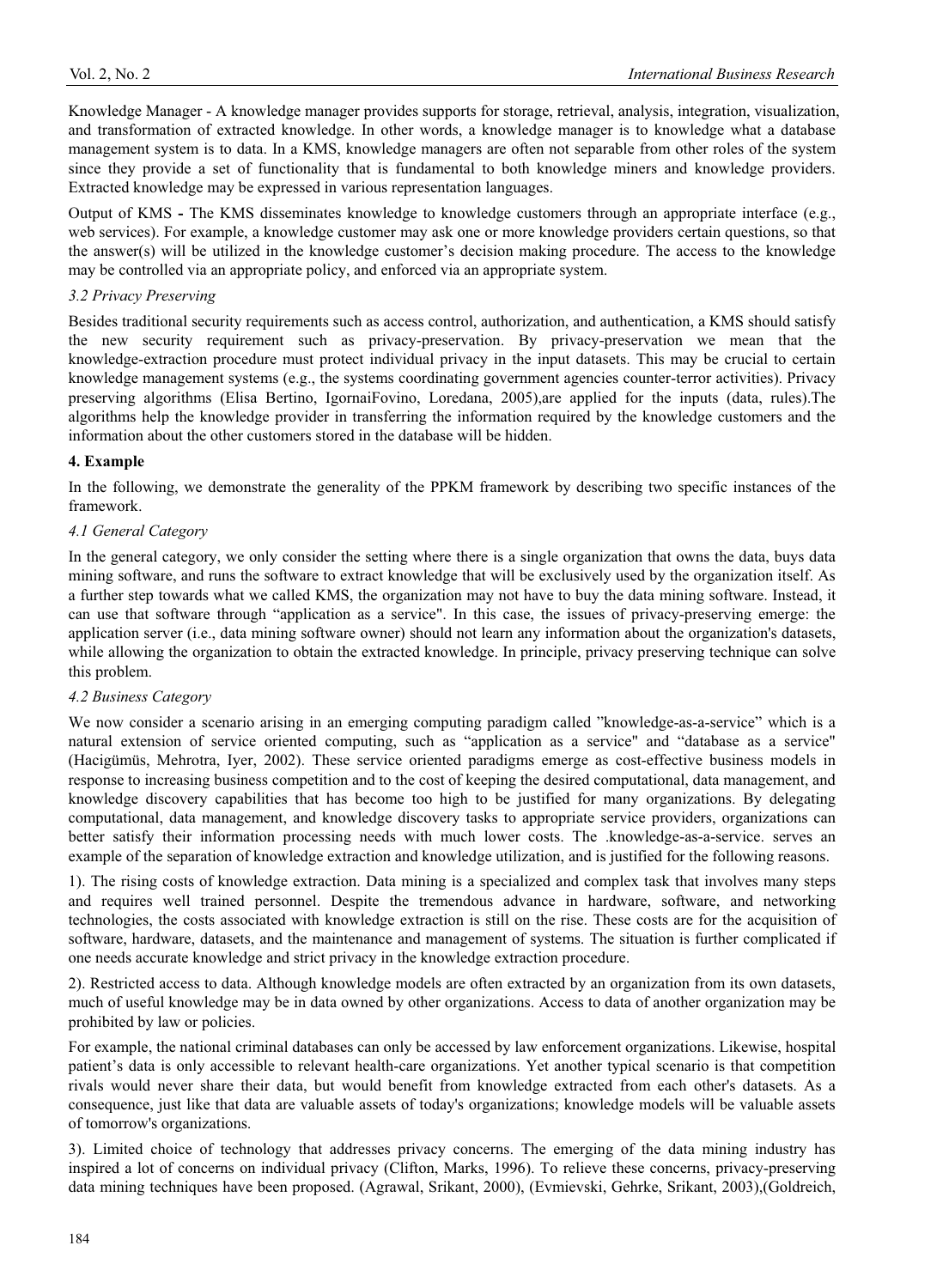Knowledge Manager - A knowledge manager provides supports for storage, retrieval, analysis, integration, visualization, and transformation of extracted knowledge. In other words, a knowledge manager is to knowledge what a database management system is to data. In a KMS, knowledge managers are often not separable from other roles of the system since they provide a set of functionality that is fundamental to both knowledge miners and knowledge providers. Extracted knowledge may be expressed in various representation languages.

Output of KMS **-** The KMS disseminates knowledge to knowledge customers through an appropriate interface (e.g., web services). For example, a knowledge customer may ask one or more knowledge providers certain questions, so that the answer(s) will be utilized in the knowledge customer's decision making procedure. The access to the knowledge may be controlled via an appropriate policy, and enforced via an appropriate system.

### *3.2 Privacy Preserving*

Besides traditional security requirements such as access control, authorization, and authentication, a KMS should satisfy the new security requirement such as privacy-preservation. By privacy-preservation we mean that the knowledge-extraction procedure must protect individual privacy in the input datasets. This may be crucial to certain knowledge management systems (e.g., the systems coordinating government agencies counter-terror activities). Privacy preserving algorithms (Elisa Bertino, IgornaiFovino, Loredana, 2005),are applied for the inputs (data, rules).The algorithms help the knowledge provider in transferring the information required by the knowledge customers and the information about the other customers stored in the database will be hidden.

## **4. Example**

In the following, we demonstrate the generality of the PPKM framework by describing two specific instances of the framework.

### *4.1 General Category*

In the general category, we only consider the setting where there is a single organization that owns the data, buys data mining software, and runs the software to extract knowledge that will be exclusively used by the organization itself. As a further step towards what we called KMS, the organization may not have to buy the data mining software. Instead, it can use that software through "application as a service". In this case, the issues of privacy-preserving emerge: the application server (i.e., data mining software owner) should not learn any information about the organization's datasets, while allowing the organization to obtain the extracted knowledge. In principle, privacy preserving technique can solve this problem.

### *4.2 Business Category*

We now consider a scenario arising in an emerging computing paradigm called "knowledge-as-a-service" which is a natural extension of service oriented computing, such as "application as a service" and "database as a service" (Hacigümüs, Mehrotra, Iyer, 2002). These service oriented paradigms emerge as cost-effective business models in response to increasing business competition and to the cost of keeping the desired computational, data management, and knowledge discovery capabilities that has become too high to be justified for many organizations. By delegating computational, data management, and knowledge discovery tasks to appropriate service providers, organizations can better satisfy their information processing needs with much lower costs. The .knowledge-as-a-service. serves an example of the separation of knowledge extraction and knowledge utilization, and is justified for the following reasons.

1). The rising costs of knowledge extraction. Data mining is a specialized and complex task that involves many steps and requires well trained personnel. Despite the tremendous advance in hardware, software, and networking technologies, the costs associated with knowledge extraction is still on the rise. These costs are for the acquisition of software, hardware, datasets, and the maintenance and management of systems. The situation is further complicated if one needs accurate knowledge and strict privacy in the knowledge extraction procedure.

2). Restricted access to data. Although knowledge models are often extracted by an organization from its own datasets, much of useful knowledge may be in data owned by other organizations. Access to data of another organization may be prohibited by law or policies.

For example, the national criminal databases can only be accessed by law enforcement organizations. Likewise, hospital patient's data is only accessible to relevant health-care organizations. Yet another typical scenario is that competition rivals would never share their data, but would benefit from knowledge extracted from each other's datasets. As a consequence, just like that data are valuable assets of today's organizations; knowledge models will be valuable assets of tomorrow's organizations.

3). Limited choice of technology that addresses privacy concerns. The emerging of the data mining industry has inspired a lot of concerns on individual privacy (Clifton, Marks, 1996). To relieve these concerns, privacy-preserving data mining techniques have been proposed. (Agrawal, Srikant, 2000), (Evmievski, Gehrke, Srikant, 2003),(Goldreich,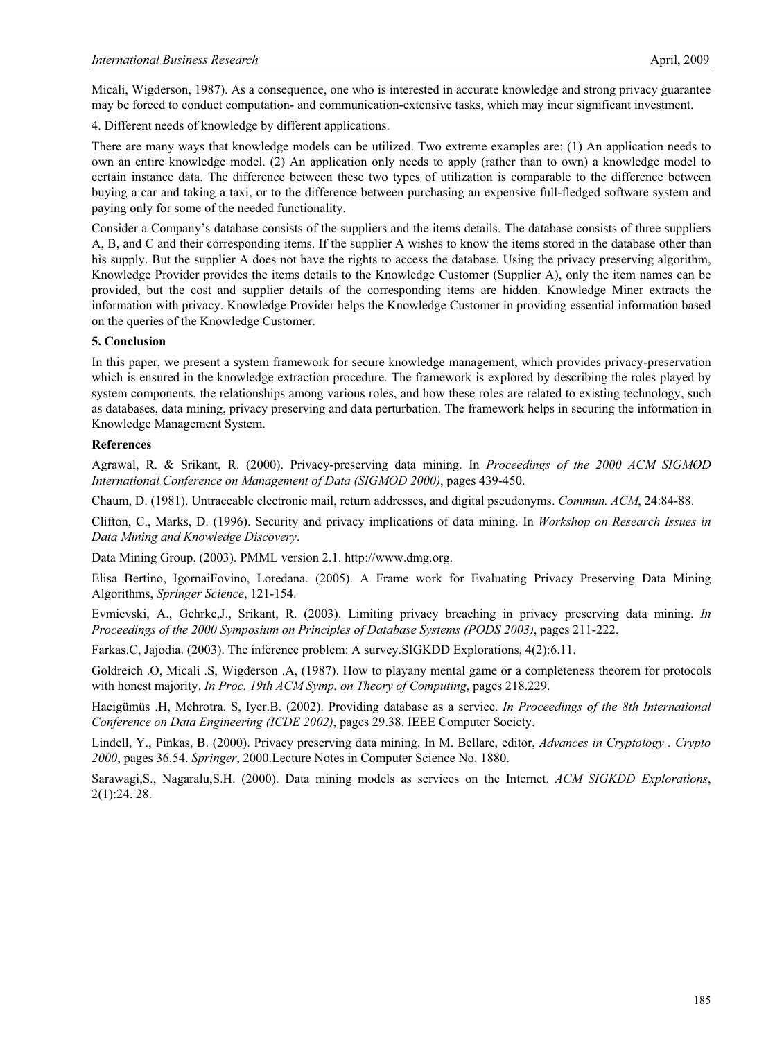Micali, Wigderson, 1987). As a consequence, one who is interested in accurate knowledge and strong privacy guarantee may be forced to conduct computation- and communication-extensive tasks, which may incur significant investment.

4. Different needs of knowledge by different applications.

There are many ways that knowledge models can be utilized. Two extreme examples are: (1) An application needs to own an entire knowledge model. (2) An application only needs to apply (rather than to own) a knowledge model to certain instance data. The difference between these two types of utilization is comparable to the difference between buying a car and taking a taxi, or to the difference between purchasing an expensive full-fledged software system and paying only for some of the needed functionality.

Consider a Company's database consists of the suppliers and the items details. The database consists of three suppliers A, B, and C and their corresponding items. If the supplier A wishes to know the items stored in the database other than his supply. But the supplier A does not have the rights to access the database. Using the privacy preserving algorithm, Knowledge Provider provides the items details to the Knowledge Customer (Supplier A), only the item names can be provided, but the cost and supplier details of the corresponding items are hidden. Knowledge Miner extracts the information with privacy. Knowledge Provider helps the Knowledge Customer in providing essential information based on the queries of the Knowledge Customer.

**5. Conclusion**

In this paper, we present a system framework for secure knowledge management, which provides privacy-preservation which is ensured in the knowledge extraction procedure. The framework is explored by describing the roles played by system components, the relationships among various roles, and how these roles are related to existing technology, such as databases, data mining, privacy preserving and data perturbation. The framework helps in securing the information in Knowledge Management System.

**References**

Agrawal, R. & Srikant, R. (2000). Privacy-preserving data mining. In *Proceedings of the 2000 ACM SIGMOD International Conference on Management of Data (SIGMOD 2000)*, pages 439-450.

Chaum, D. (1981). Untraceable electronic mail, return addresses, and digital pseudonyms. *Commun. ACM*, 24:84-88.

Clifton, C., Marks, D. (1996). Security and privacy implications of data mining. In *Workshop on Research Issues in Data Mining and Knowledge Discovery*.

Data Mining Group. (2003). PMML version 2.1. http://www.dmg.org.

Elisa Bertino, IgornaiFovino, Loredana. (2005). A Frame work for Evaluating Privacy Preserving Data Mining Algorithms, *Springer Science*, 121-154.

Evmievski, A., Gehrke,J., Srikant, R. (2003). Limiting privacy breaching in privacy preserving data mining. *In Proceedings of the 2000 Symposium on Principles of Database Systems (PODS 2003)*, pages 211-222.

Farkas.C, Jajodia. (2003). The inference problem: A survey.SIGKDD Explorations, 4(2):6.11.

Goldreich .O, Micali .S, Wigderson .A, (1987). How to playany mental game or a completeness theorem for protocols with honest majority. *In Proc. 19th ACM Symp. on Theory of Computing*, pages 218.229.

Hacigümüs .H, Mehrotra. S, Iyer.B. (2002). Providing database as a service. *In Proceedings of the 8th International Conference on Data Engineering (ICDE 2002)*, pages 29.38. IEEE Computer Society.

Lindell, Y., Pinkas, B. (2000). Privacy preserving data mining. In M. Bellare, editor, *Advances in Cryptology . Crypto 2000*, pages 36.54. *Springer*, 2000.Lecture Notes in Computer Science No. 1880.

Sarawagi,S., Nagaralu,S.H. (2000). Data mining models as services on the Internet. *ACM SIGKDD Explorations*, 2(1):24. 28.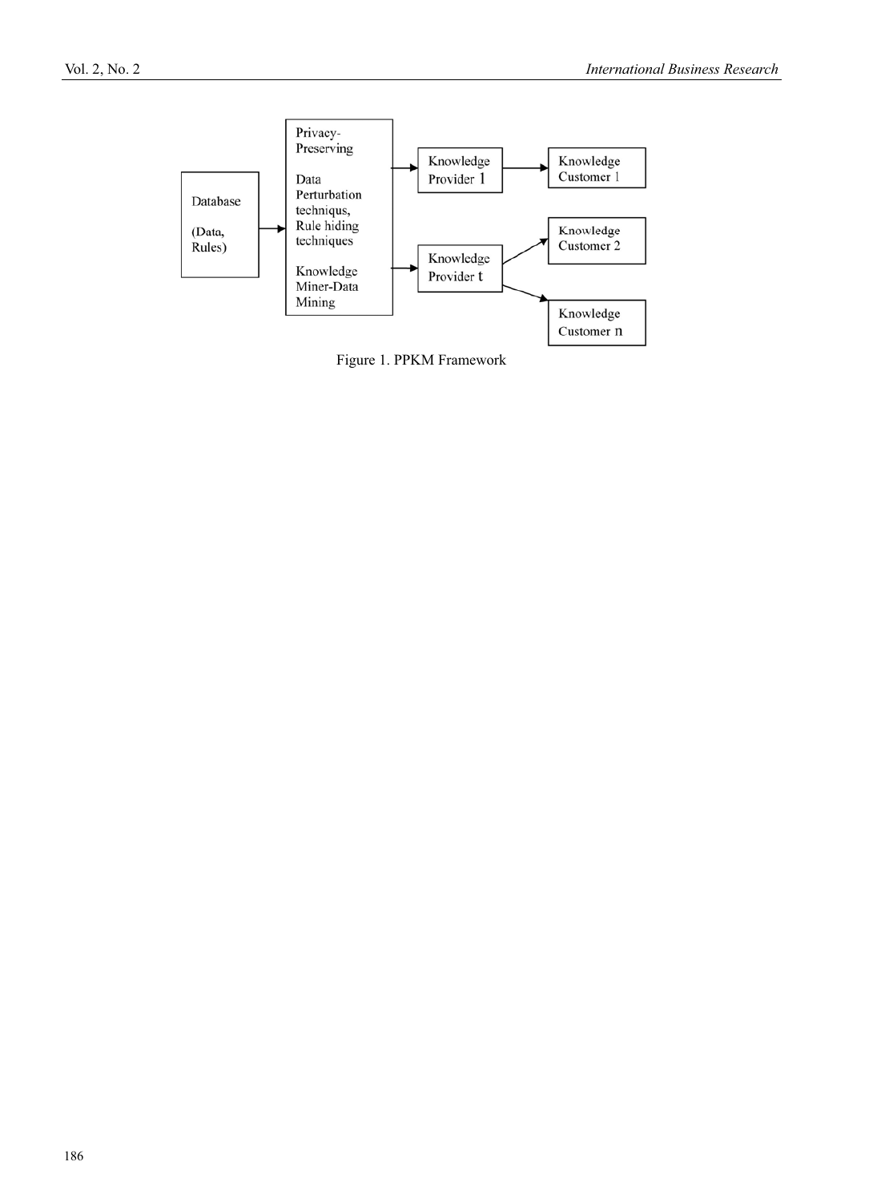Database

(Data, Rules)

Privacy-Preserving

Data Perturbation techniqus, Rule hiding techniques

Knowledge Miner-Data Mining

Knowledge Provider 1

Knowledge Provider t

Knowledge Customer 1

Knowledge Customer 2

Knowledge Customer n

Figure 1. PPKM Framework